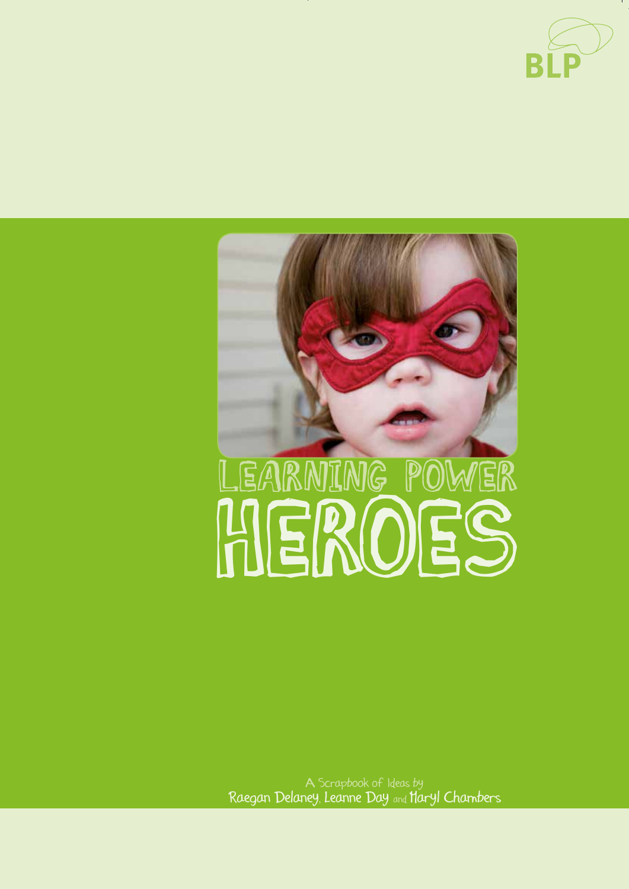BLP

# LEARNING POWER HEROES

A Scrapbook of Ideas by
Raegan Delaney, Leanne Day and Maryl Chambers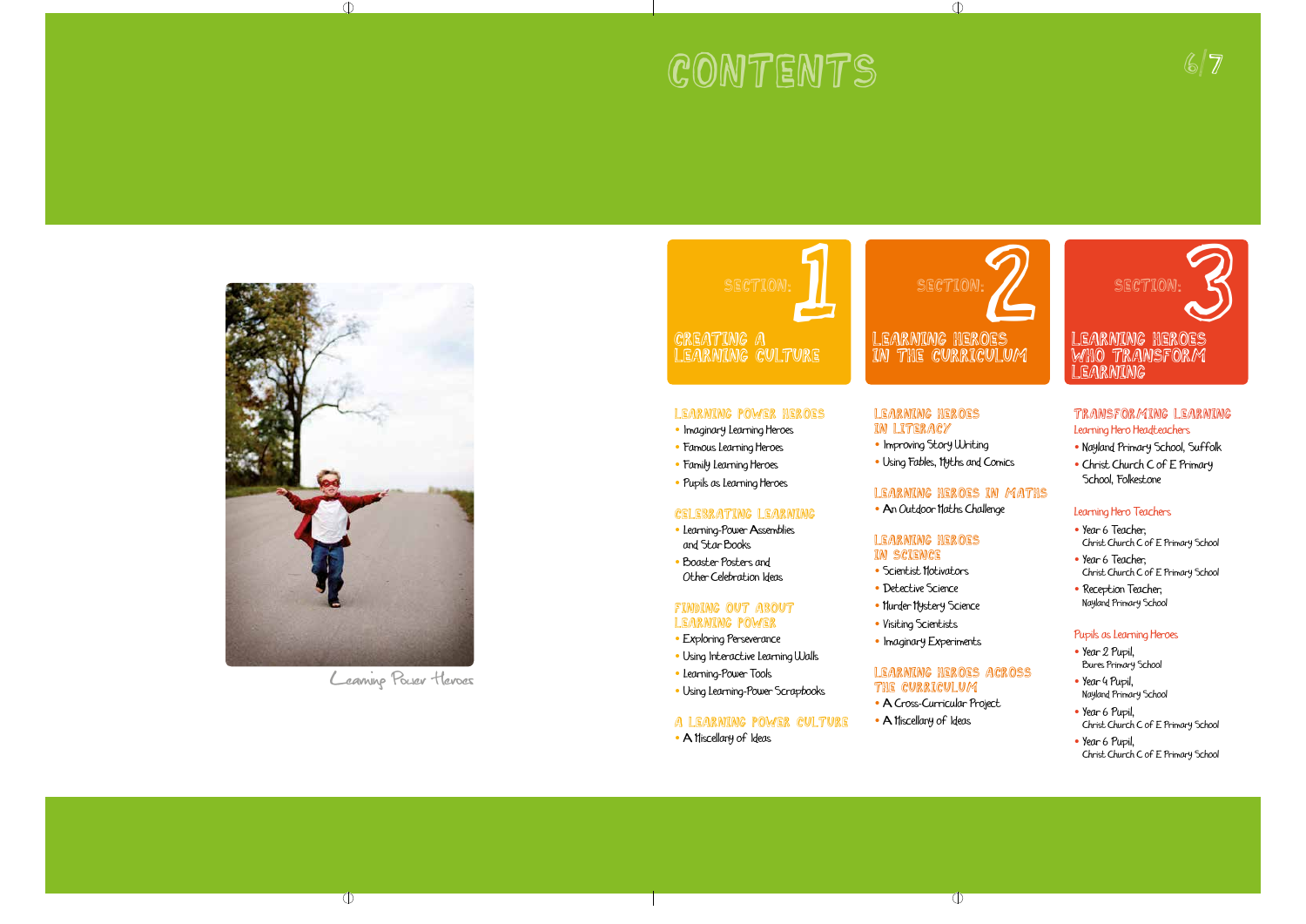# CONTENTS

## SECTION: 1 — CREATING A LEARNING CULTURE

### LEARNING POWER HEROES

- Imaginary Learning Heroes
- Famous Learning Heroes
- Family Learning Heroes
- Pupils as Learning Heroes

### CELEBRATING LEARNING

- Learning-Power Assemblies and Star Books
- Booster Posters and Other Celebration Ideas

### FINDING OUT ABOUT LEARNING POWER

- Exploring Perseverance
- Using Interactive Learning Walls
- Learning-Power Tools
- Using Learning-Power Scrapbooks

### A LEARNING POWER CULTURE

- A Miscellany of Ideas

## SECTION: 2 — LEARNING HEROES IN THE CURRICULUM

### LEARNING HEROES IN LITERACY

- Improving Story Writing
- Using Fables, Myths and Comics

### LEARNING HEROES IN MATHS

- An Outdoor Maths Challenge

### LEARNING HEROES IN SCIENCE

- Scientist Motivators
- Detective Science
- Murder Mystery Science
- Visiting Scientists
- Imaginary Experiments

### LEARNING HEROES ACROSS THE CURRICULUM

- A Cross-Curricular Project
- A Miscellany of Ideas

## SECTION: 3 — LEARNING HEROES WHO TRANSFORM LEARNING

### TRANSFORMING LEARNING

#### Learning Hero Headteachers

- Nayland Primary School, Suffolk
- Christ Church C of E Primary School, Folkestone

#### Learning Hero Teachers

- Year 6 Teacher, Christ Church C of E Primary School
- Year 6 Teacher, Christ Church C of E Primary School
- Reception Teacher, Nayland Primary School

#### Pupils as Learning Heroes

- Year 2 Pupil, Bures Primary School
- Year 4 Pupil, Nayland Primary School
- Year 6 Pupil, Christ Church C of E Primary School
- Year 6 Pupil, Christ Church C of E Primary School

Learning Power Heroes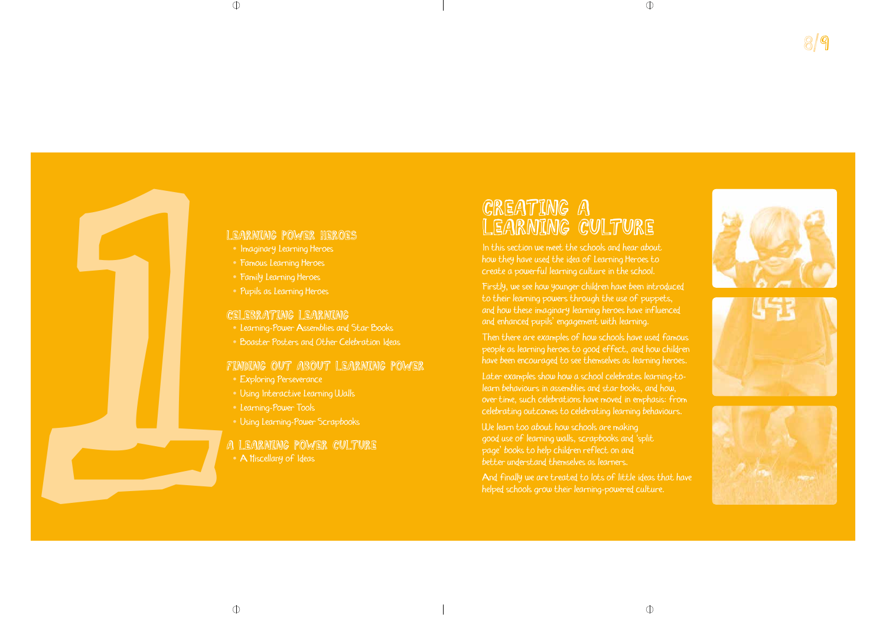# 1

## LEARNING POWER HEROES

- Imaginary Learning Heroes
- Famous Learning Heroes
- Family Learning Heroes
- Pupils as Learning Heroes

## CELEBRATING LEARNING

- Learning-Power Assemblies and Star Books
- Boaster Posters and Other Celebration Ideas

## FINDING OUT ABOUT LEARNING POWER

- Exploring Perseverance
- Using Interactive Learning Walls
- Learning-Power Tools
- Using Learning-Power Scrapbooks

## A LEARNING POWER CULTURE

- A Miscellany of Ideas

# CREATING A LEARNING CULTURE

In this section we meet the schools and hear about how they have used the idea of Learning Heroes to create a powerful learning culture in the school.

Firstly, we see how younger children have been introduced to their learning powers through the use of puppets, and how these imaginary learning heroes have influenced and enhanced pupils' engagement with learning.

Then there are examples of how schools have used famous people as learning heroes to good effect, and how children have been encouraged to see themselves as learning heroes.

Later examples show how a school celebrates learning-to-learn behaviours in assemblies and star books, and how, over time, such celebrations have moved in emphasis: from celebrating outcomes to celebrating learning behaviours.

We learn too about how schools are making good use of learning walls, scrapbooks and 'split page' books to help children reflect on and better understand themselves as learners.

And finally we are treated to lots of little ideas that have helped schools grow their learning-powered culture.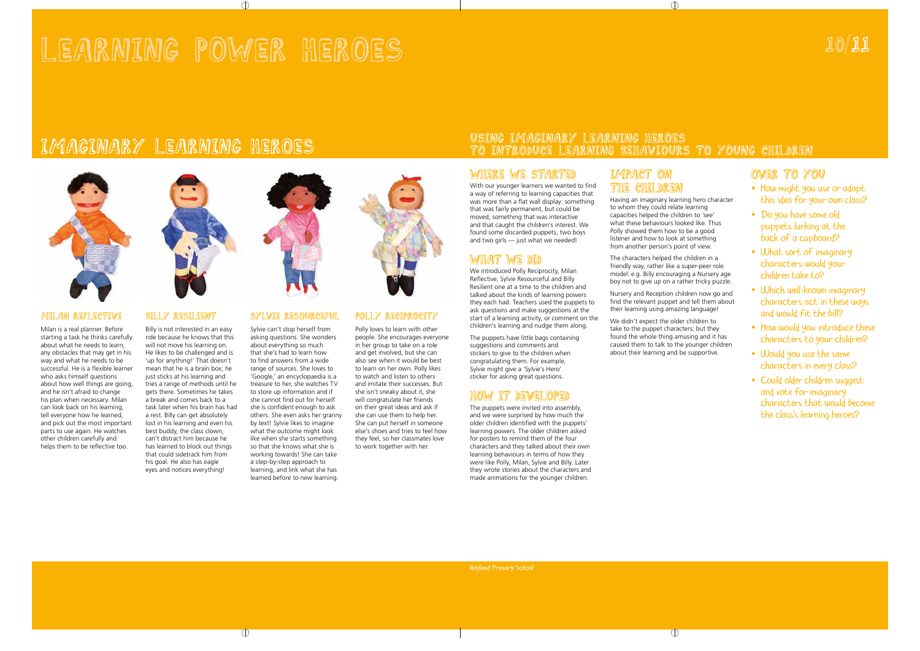# LEARNING POWER HEROES

## IMAGINARY LEARNING HEROES

### MILAN REFLECTIVE

Milan is a real planner. Before starting a task he thinks carefully about what he needs to learn, any obstacles that may get in his way and what he needs to be successful. He is a flexible learner who asks himself questions about how well things are going, and he isn't afraid to change his plan when necessary. Milan can look back on his learning, tell everyone how he learned, and pick out the most important parts to use again. He watches other children carefully and helps them to be reflective too.

### BILLY RESILIENT

Billy is not interested in an easy ride because he knows that this will not move his learning on. He likes to be challenged and is 'up for anything!' That doesn't mean that he is a brain box; he just sticks at his learning and tries a range of methods until he gets there. Sometimes he takes a break and comes back to a task later when his brain has had a rest. Billy can get absolutely lost in his learning and even his best buddy, the class clown, can't distract him because he has learned to block out things that could sidetrack him from his goal. He also has eagle eyes and notices everything!

### SYLVIE RESOURCEFUL

Sylvie can't stop herself from asking questions. She wonders about everything so much that she's had to learn how to find answers from a wide range of sources. She loves to 'Google,' an encyclopaedia is a treasure to her, she watches TV to store up information and if she cannot find out for herself she is confident enough to ask others. She even asks her granny by text! Sylvie likes to imagine what the outcome might look like when she starts something so that she knows what she is working towards! She can take a step-by-step approach to learning, and link what she has learned before to new learning.

### POLLY RECIPROCITY

Polly loves to learn with other people. She encourages everyone in her group to take on a role and get involved, but she can also see when it would be best to learn on her own. Polly likes to watch and listen to others and imitate their successes. But she isn't sneaky about it, she will congratulate her friends on their great ideas and ask if she can use them to help her. She can put herself in someone else's shoes and tries to feel how they feel, so her classmates love to work together with her.

## USING IMAGINARY LEARNING HEROES TO INTRODUCE LEARNING BEHAVIOURS TO YOUNG CHILDREN

### WHERE WE STARTED

With our younger learners we wanted to find a way of referring to learning capacities that was more than a flat wall display: something that was fairly permanent, but could be moved; something that was interactive and that caught the children's interest. We found some discarded puppets, two boys and two girls — just what we needed!

### WHAT WE DID

We introduced Polly Reciprocity, Milan Reflective, Sylvie Resourceful and Billy Resilient one at a time to the children and talked about the kinds of learning powers they each had. Teachers used the puppets to ask questions and make suggestions at the start of a learning activity, or comment on the children's learning and nudge them along.

The puppets have little bags containing suggestions and comments and stickers to give to the children when congratulating them. For example, Sylvie might give a 'Sylvie's Hero' sticker for asking great questions.

### HOW IT DEVELOPED

The puppets were invited into assembly, and we were surprised by how much the older children identified with the puppets' learning powers. The older children asked for posters to remind them of the four characters and they talked about their own learning behaviours in terms of how they were like Polly, Milan, Sylvie and Billy. Later they wrote stories about the characters and made animations for the younger children.

### IMPACT ON THE CHILDREN

Having an imaginary learning hero character to whom they could relate learning capacities helped the children to 'see' what these behaviours looked like. Thus Polly showed them how to be a good listener and how to look at something from another person's point of view.

The characters helped the children in a friendly way, rather like a super-peer role model: e.g. Billy encouraging a Nursery age boy not to give up on a rather tricky puzzle.

Nursery and Reception children now go and find the relevant puppet and tell them about their learning using amazing language!

We didn't expect the older children to take to the puppet characters; but they found the whole thing amusing and it has caused them to talk to the younger children about their learning and be supportive.

### OVER TO YOU

- How might you use or adapt this idea for your own class?
- Do you have some old puppets lurking at the back of a cupboard?
- What sort of imaginary characters would your children take to?
- Which well-known imaginary characters act in these ways and would fit the bill?
- How would you introduce these characters to your children?
- Would you use the same characters in every class?
- Could older children suggest and vote for imaginary characters that would become the class's learning heroes?

Noyland Primary School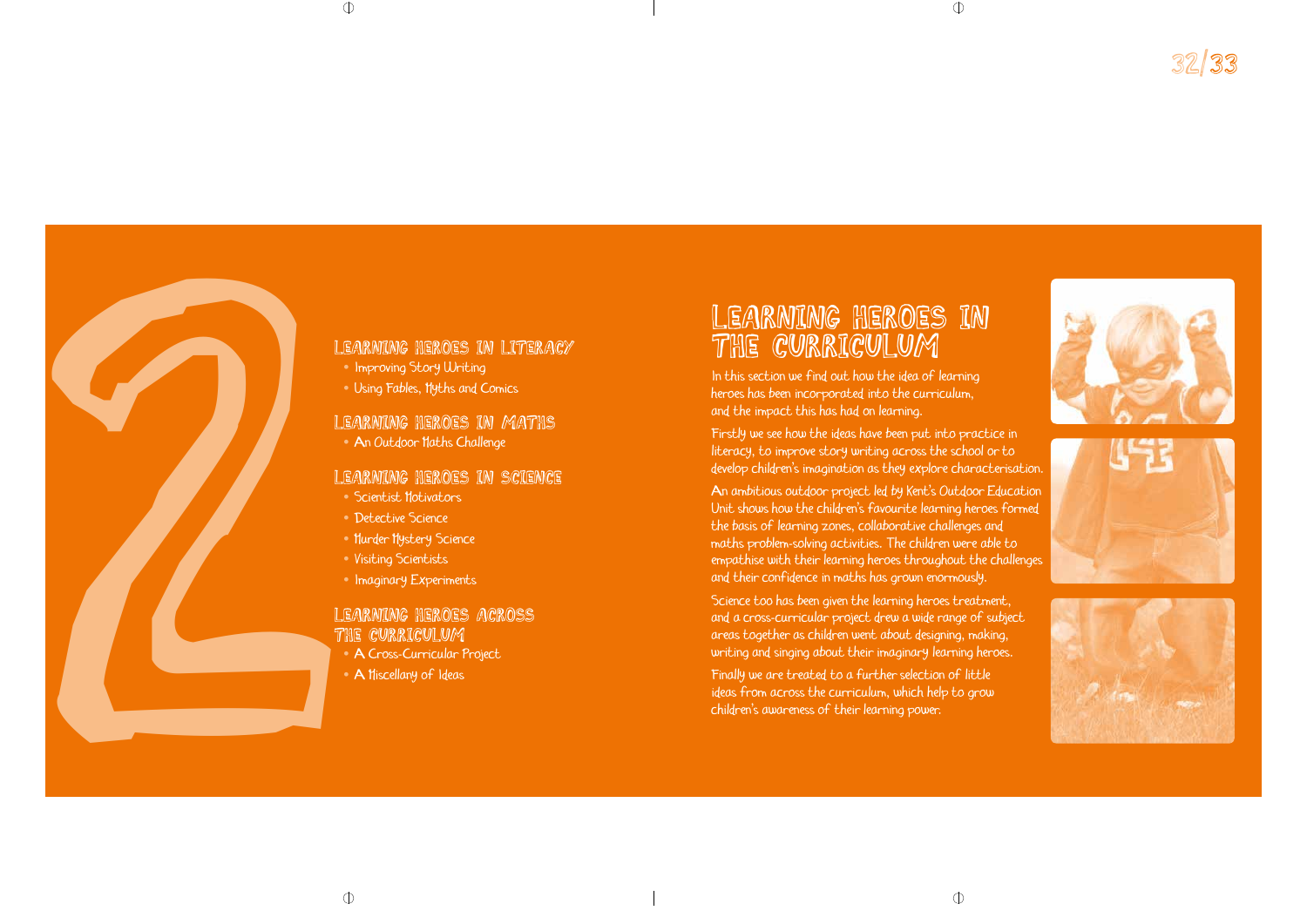# 2

## Learning Heroes in Literacy

- Improving Story Writing
- Using Fables, Myths and Comics

## Learning Heroes in Maths

- An Outdoor Maths Challenge

## Learning Heroes in Science

- Scientist Motivators
- Detective Science
- Murder Mystery Science
- Visiting Scientists
- Imaginary Experiments

## Learning Heroes Across the Curriculum

- A Cross-Curricular Project
- A Miscellany of Ideas

# Learning Heroes in the Curriculum

In this section we find out how the idea of learning heroes has been incorporated into the curriculum, and the impact this has had on learning.

Firstly we see how the ideas have been put into practice in literacy, to improve story writing across the school or to develop children's imagination as they explore characterisation.

An ambitious outdoor project led by Kent's Outdoor Education Unit shows how the children's favourite learning heroes formed the basis of learning zones, collaborative challenges and maths problem-solving activities. The children were able to empathise with their learning heroes throughout the challenges and their confidence in maths has grown enormously.

Science too has been given the learning heroes treatment, and a cross-curricular project drew a wide range of subject areas together as children went about designing, making, writing and singing about their imaginary learning heroes.

Finally we are treated to a further selection of little ideas from across the curriculum, which help to grow children's awareness of their learning power.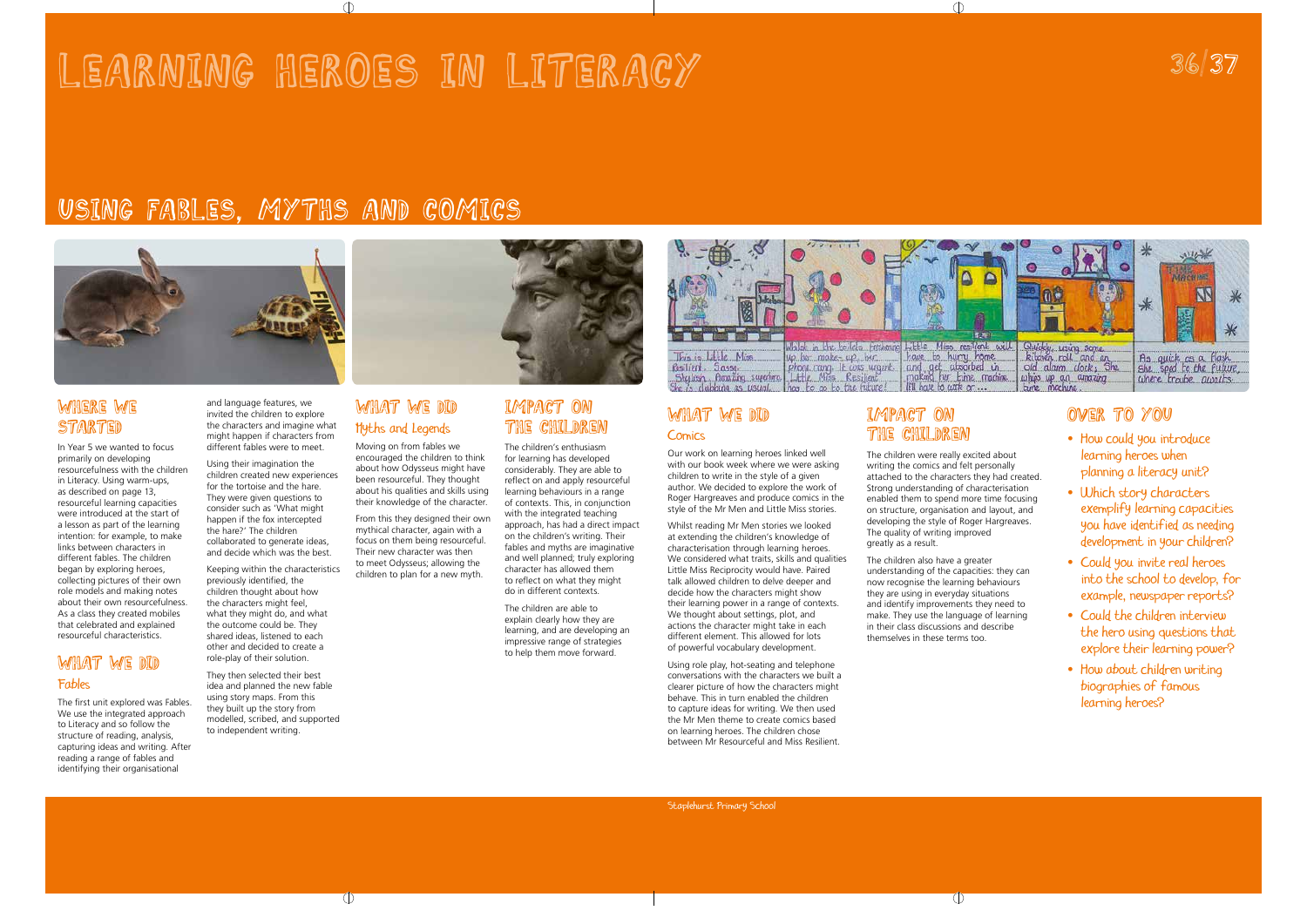# LEARNING HEROES IN LITERACY

## USING FABLES, MYTHS AND COMICS

### WHERE WE STARTED

In Year 5 we wanted to focus primarily on developing resourcefulness with the children in Literacy. Using warm-ups, as described on page 13, resourceful learning capacities were introduced at the start of a lesson as part of the learning intention: for example, to make links between characters in different fables. The children began by exploring heroes, collecting pictures of their own role models and making notes about their own resourcefulness. As a class they created mobiles that celebrated and explained resourceful characteristics.

### WHAT WE DID

#### Fables

The first unit explored was Fables. We use the integrated approach to Literacy and so follow the structure of reading, analysis, capturing ideas and writing. After reading a range of fables and identifying their organisational and language features, we invited the children to explore the characters and imagine what might happen if characters from different fables were to meet.

Using their imagination the children created new experiences for the tortoise and the hare. They were given questions to consider such as 'What might happen if the fox intercepted the hare?' The children collaborated to generate ideas, and decide which was the best.

Keeping within the characteristics previously identified, the children thought about how the characters might feel, what they might do, and what the outcome could be. They shared ideas, listened to each other and decided to create a role-play of their solution.

They then selected their best idea and planned the new fable using story maps. From this they built up the story from modelled, scribed, and supported to independent writing.

### WHAT WE DID

#### Myths and Legends

Moving on from fables we encouraged the children to think about how Odysseus might have been resourceful. They thought about his qualities and skills using their knowledge of the character.

From this they designed their own mythical character, again with a focus on them being resourceful. Their new character was then to meet Odysseus; allowing the children to plan for a new myth.

### IMPACT ON THE CHILDREN

The children's enthusiasm for learning has developed considerably. They are able to reflect on and apply resourceful learning behaviours in a range of contexts. This, in conjunction with the integrated teaching approach, has had a direct impact on the children's writing. Their fables and myths are imaginative and well planned; truly exploring character has allowed them to reflect on what they might do in different contexts.

The children are able to explain clearly how they are learning, and are developing an impressive range of strategies to help them move forward.

### WHAT WE DID

#### Comics

Our work on learning heroes linked well with our book week where we were asking children to write in the style of a given author. We decided to explore the work of Roger Hargreaves and produce comics in the style of the Mr Men and Little Miss stories.

Whilst reading Mr Men stories we looked at extending the children's knowledge of characterisation through learning heroes. We considered what traits, skills and qualities Little Miss Reciprocity would have. Paired talk allowed children to delve deeper and decide how the characters might show their learning power in a range of contexts. We thought about settings, plot, and actions the character might take in each different element. This allowed for lots of powerful vocabulary development.

Using role play, hot-seating and telephone conversations with the characters we built a clearer picture of how the characters might behave. This in turn enabled the children to capture ideas for writing. We then used the Mr Men theme to create comics based on learning heroes. The children chose between Mr Resourceful and Miss Resilient.

### IMPACT ON THE CHILDREN

The children were really excited about writing the comics and felt personally attached to the characters they had created. Strong understanding of characterisation enabled them to spend more time focusing on structure, organisation and layout, and developing the style of Roger Hargreaves. The quality of writing improved greatly as a result.

The children also have a greater understanding of the capacities: they can now recognise the learning behaviours they are using in everyday situations and identify improvements they need to make. They use the language of learning in their class discussions and describe themselves in these terms too.

### OVER TO YOU

- How could you introduce learning heroes when planning a literacy unit?
- Which story characters exemplify learning capacities you have identified as needing development in your children?
- Could you invite real heroes into the school to develop, for example, newspaper reports?
- Could the children interview the hero using questions that explore their learning power?
- How about children writing biographies of famous learning heroes?

Staplehurst Primary School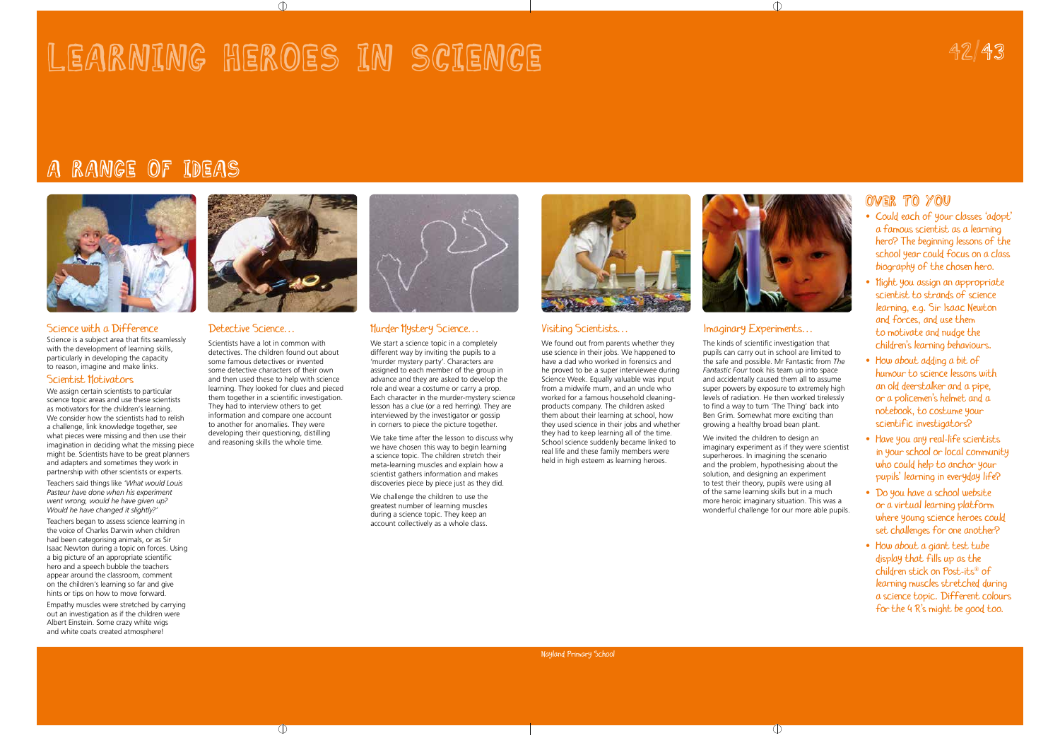# Learning Heroes in Science

## A Range of Ideas

### Science with a Difference

Science is a subject area that fits seamlessly with the development of learning skills, particularly in developing the capacity to reason, imagine and make links.

### Scientist Motivators

We assign certain scientists to particular science topic areas and use these scientists as motivators for the children's learning. We consider how the scientists had to relish a challenge, link knowledge together, see what pieces were missing and then use their imagination in deciding what the missing piece might be. Scientists have to be great planners and adapters and sometimes they work in partnership with other scientists or experts.

Teachers said things like *'What would Louis Pasteur have done when his experiment went wrong, would he have given up? Would he have changed it slightly?'*

Teachers began to assess science learning in the voice of Charles Darwin when children had been categorising animals, or as Sir Isaac Newton during a topic on forces. Using a big picture of an appropriate scientific hero and a speech bubble the teachers appear around the classroom, comment on the children's learning so far and give hints or tips on how to move forward.

Empathy muscles were stretched by carrying out an investigation as if the children were Albert Einstein. Some crazy white wigs and white coats created atmosphere!

### Detective Science…

Scientists have a lot in common with detectives. The children found out about some famous detectives or invented some detective characters of their own and then used these to help with science learning. They looked for clues and pieced them together in a scientific investigation. They had to interview others to get information and compare one account to another for anomalies. They were developing their questioning, distilling and reasoning skills the whole time.

### Murder Mystery Science…

We start a science topic in a completely different way by inviting the pupils to a 'murder mystery party'. Characters are assigned to each member of the group in advance and they are asked to develop the role and wear a costume or carry a prop. Each character in the murder-mystery science lesson has a clue (or a red herring). They are interviewed by the investigator or gossip in corners to piece the picture together.

We take time after the lesson to discuss why we have chosen this way to begin learning a science topic. The children stretch their meta-learning muscles and explain how a scientist gathers information and makes discoveries piece by piece just as they did.

We challenge the children to use the greatest number of learning muscles during a science topic. They keep an account collectively as a whole class.

### Visiting Scientists…

We found out from parents whether they use science in their jobs. We happened to have a dad who worked in forensics and he proved to be a super interviewee during Science Week. Equally valuable was input from a midwife mum, and an uncle who worked for a famous household cleaning-products company. The children asked them about their learning at school, how they used science in their jobs and whether they had to keep learning all of the time. School science suddenly became linked to real life and these family members were held in high esteem as learning heroes.

### Imaginary Experiments…

The kinds of scientific investigation that pupils can carry out in school are limited to the safe and possible. Mr Fantastic from *The Fantastic Four* took his team up into space and accidentally caused them all to assume super powers by exposure to extremely high levels of radiation. He then worked tirelessly to find a way to turn 'The Thing' back into Ben Grim. Somewhat more exciting than growing a healthy broad bean plant.

We invited the children to design an imaginary experiment as if they were scientist superheroes. In imagining the scenario and the problem, hypothesising about the solution, and designing an experiment to test their theory, pupils were using all of the same learning skills but in a much more heroic imaginary situation. This was a wonderful challenge for our more able pupils.

## Over to You

- Could each of your classes 'adopt' a famous scientist as a learning hero? The beginning lessons of the school year could focus on a class biography of the chosen hero.
- Might you assign an appropriate scientist to strands of science learning, e.g. Sir Isaac Newton and forces, and use them to motivate and nudge the children's learning behaviours.
- How about adding a bit of humour to science lessons with an old deerstalker and a pipe, or a policemen's helmet and a notebook, to costume your scientific investigators?
- Have you any real-life scientists in your school or local community who could help to anchor your pupils' learning in everyday life?
- Do you have a school website or a virtual learning platform where young science heroes could set challenges for one another?
- How about a giant test tube display that fills up as the children stick on Post-its® of learning muscles stretched during a science topic. Different colours for the 4 R's might be good too.

Nayland Primary School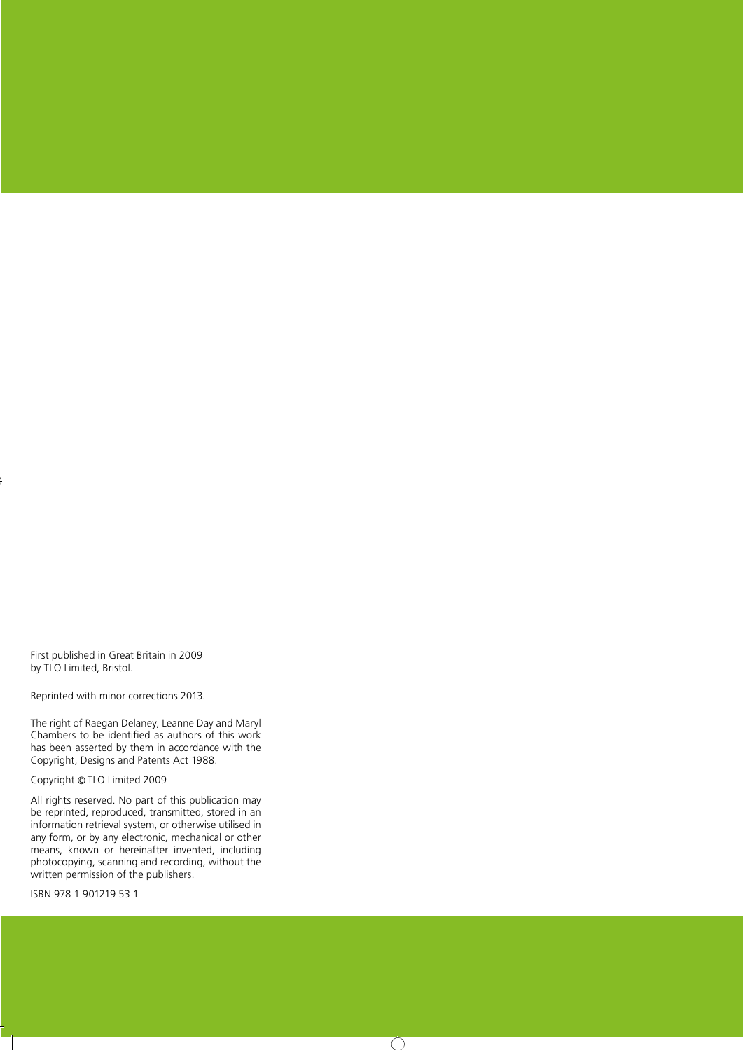First published in Great Britain in 2009
by TLO Limited, Bristol.

Reprinted with minor corrections 2013.

The right of Raegan Delaney, Leanne Day and Maryl Chambers to be identified as authors of this work has been asserted by them in accordance with the Copyright, Designs and Patents Act 1988.

Copyright © TLO Limited 2009

All rights reserved. No part of this publication may be reprinted, reproduced, transmitted, stored in an information retrieval system, or otherwise utilised in any form, or by any electronic, mechanical or other means, known or hereinafter invented, including photocopying, scanning and recording, without the written permission of the publishers.

ISBN 978 1 901219 53 1